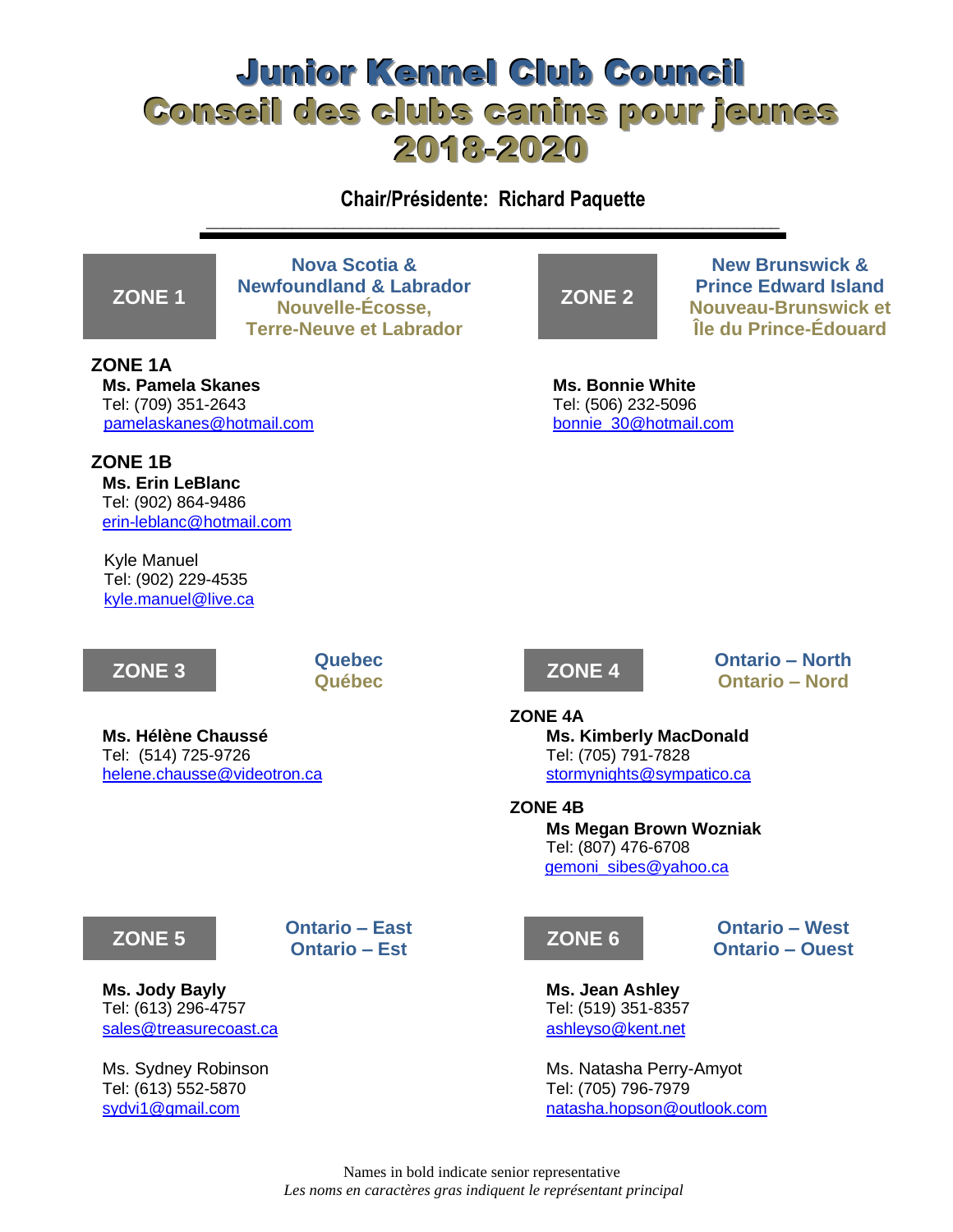# Junior Kennel Club Council
# Conseil des clubs canins pour jeunes
# 2018-2020

**Chair/Présidente: Richard Paquette**

---

## ZONE 1

**Nova Scotia & Newfoundland & Labrador**
**Nouvelle-Écosse, Terre-Neuve et Labrador**

**ZONE 1A**

**Ms. Pamela Skanes**
Tel: (709) 351-2643
pamelaskanes@hotmail.com

**ZONE 1B**

**Ms. Erin LeBlanc**
Tel: (902) 864-9486
erin-leblanc@hotmail.com

Kyle Manuel
Tel: (902) 229-4535
kyle.manuel@live.ca

## ZONE 2

**New Brunswick & Prince Edward Island**
**Nouveau-Brunswick et Île du Prince-Édouard**

**Ms. Bonnie White**
Tel: (506) 232-5096
bonnie_30@hotmail.com

## ZONE 3

**Quebec**
**Québec**

**Ms. Hélène Chaussé**
Tel: (514) 725-9726
helene.chausse@videotron.ca

## ZONE 4

**Ontario – North**
**Ontario – Nord**

**ZONE 4A**

**Ms. Kimberly MacDonald**
Tel: (705) 791-7828
stormynights@sympatico.ca

**ZONE 4B**

**Ms Megan Brown Wozniak**
Tel: (807) 476-6708
gemoni_sibes@yahoo.ca

## ZONE 5

**Ontario – East**
**Ontario – Est**

**Ms. Jody Bayly**
Tel: (613) 296-4757
sales@treasurecoast.ca

Ms. Sydney Robinson
Tel: (613) 552-5870
sydvi1@gmail.com

## ZONE 6

**Ontario – West**
**Ontario – Ouest**

**Ms. Jean Ashley**
Tel: (519) 351-8357
ashleyso@kent.net

Ms. Natasha Perry-Amyot
Tel: (705) 796-7979
natasha.hopson@outlook.com

Names in bold indicate senior representative
*Les noms en caractères gras indiquent le représentant principal*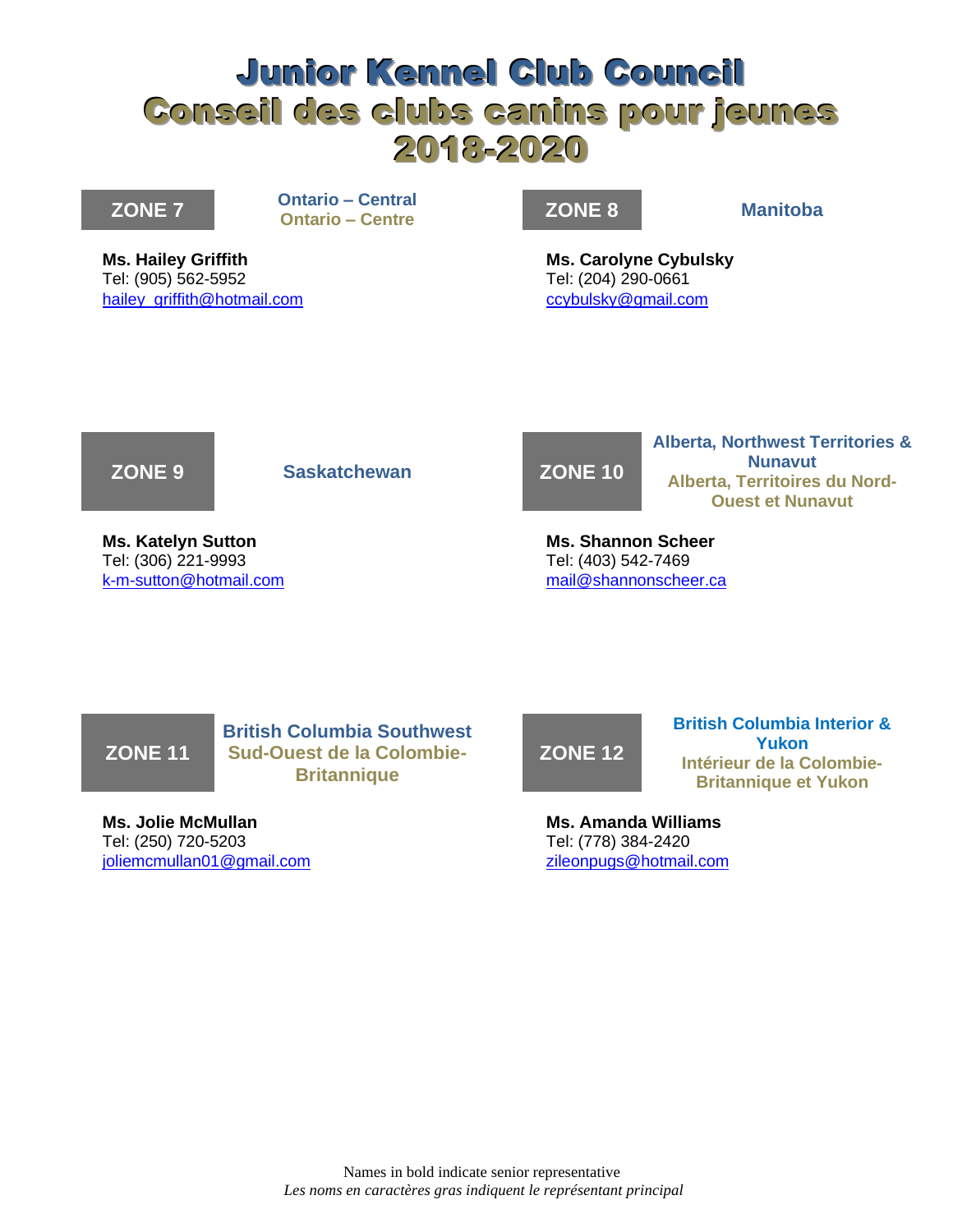# Junior Kennel Club Council
# Conseil des clubs canins pour jeunes
# 2018-2020

## ZONE 7 — Ontario – Central / Ontario – Centre

**Ms. Hailey Griffith**
Tel: (905) 562-5952
hailey_griffith@hotmail.com

## ZONE 8 — Manitoba

**Ms. Carolyne Cybulsky**
Tel: (204) 290-0661
ccybulsky@gmail.com

## ZONE 9 — Saskatchewan

**Ms. Katelyn Sutton**
Tel: (306) 221-9993
k-m-sutton@hotmail.com

## ZONE 10 — Alberta, Northwest Territories & Nunavut / Alberta, Territoires du Nord-Ouest et Nunavut

**Ms. Shannon Scheer**
Tel: (403) 542-7469
mail@shannonscheer.ca

## ZONE 11 — British Columbia Southwest / Sud-Ouest de la Colombie-Britannique

**Ms. Jolie McMullan**
Tel: (250) 720-5203
joliemcmullan01@gmail.com

## ZONE 12 — British Columbia Interior & Yukon / Intérieur de la Colombie-Britannique et Yukon

**Ms. Amanda Williams**
Tel: (778) 384-2420
zileonpugs@hotmail.com

Names in bold indicate senior representative
*Les noms en caractères gras indiquent le représentant principal*